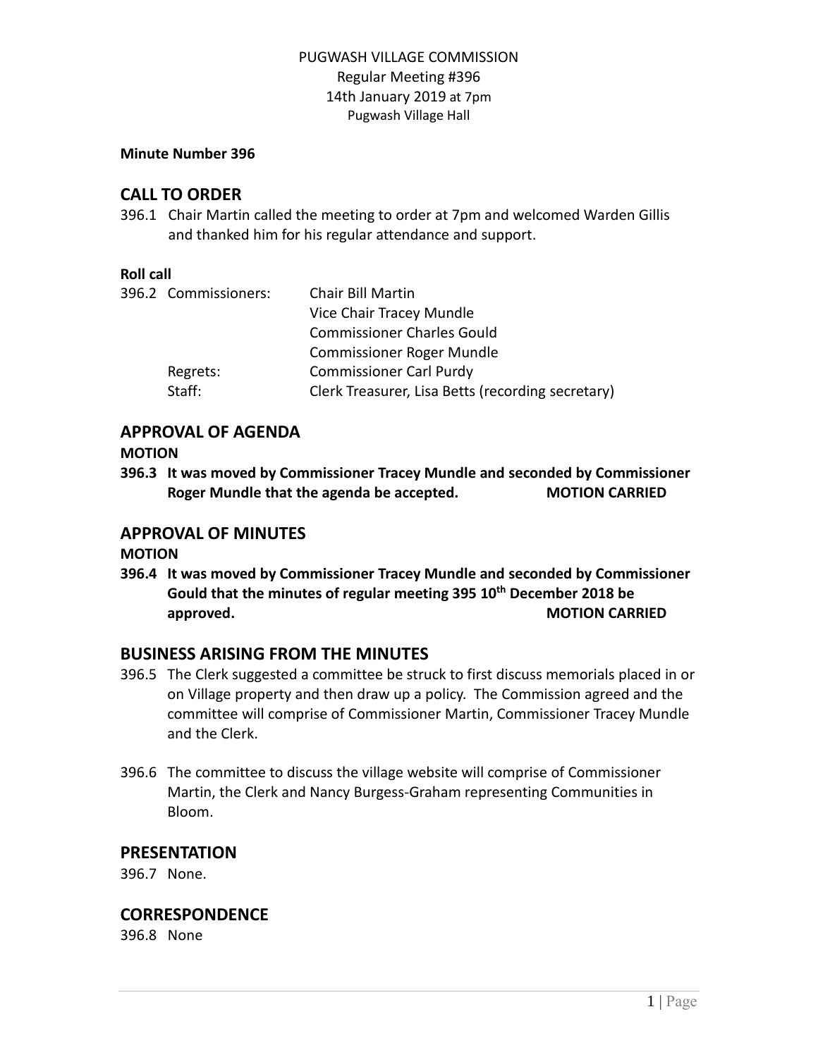PUGWASH VILLAGE COMMISSION
Regular Meeting #396
14th January 2019 at 7pm
Pugwash Village Hall

**Minute Number 396**

## CALL TO ORDER

396.1 Chair Martin called the meeting to order at 7pm and welcomed Warden Gillis and thanked him for his regular attendance and support.

**Roll call**

| | |
|---|---|
| 396.2 Commissioners: | Chair Bill Martin |
| | Vice Chair Tracey Mundle |
| | Commissioner Charles Gould |
| | Commissioner Roger Mundle |
| Regrets: | Commissioner Carl Purdy |
| Staff: | Clerk Treasurer, Lisa Betts (recording secretary) |

## APPROVAL OF AGENDA

**MOTION**

**396.3 It was moved by Commissioner Tracey Mundle and seconded by Commissioner Roger Mundle that the agenda be accepted. MOTION CARRIED**

## APPROVAL OF MINUTES

**MOTION**

**396.4 It was moved by Commissioner Tracey Mundle and seconded by Commissioner Gould that the minutes of regular meeting 395 10th December 2018 be approved. MOTION CARRIED**

## BUSINESS ARISING FROM THE MINUTES

396.5 The Clerk suggested a committee be struck to first discuss memorials placed in or on Village property and then draw up a policy. The Commission agreed and the committee will comprise of Commissioner Martin, Commissioner Tracey Mundle and the Clerk.

396.6 The committee to discuss the village website will comprise of Commissioner Martin, the Clerk and Nancy Burgess-Graham representing Communities in Bloom.

## PRESENTATION

396.7 None.

## CORRESPONDENCE

396.8 None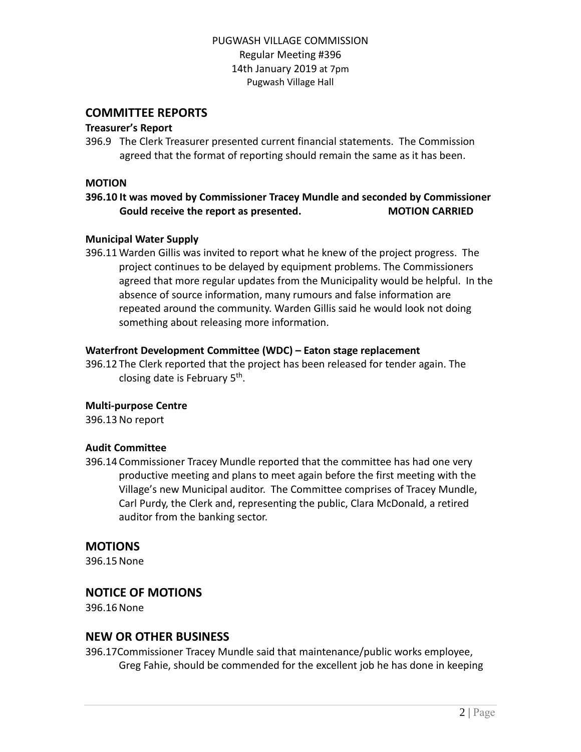PUGWASH VILLAGE COMMISSION
Regular Meeting #396
14th January 2019 at 7pm
Pugwash Village Hall

## COMMITTEE REPORTS

**Treasurer's Report**

396.9 The Clerk Treasurer presented current financial statements. The Commission agreed that the format of reporting should remain the same as it has been.

**MOTION**

**396.10 It was moved by Commissioner Tracey Mundle and seconded by Commissioner Gould receive the report as presented. MOTION CARRIED**

**Municipal Water Supply**

396.11 Warden Gillis was invited to report what he knew of the project progress. The project continues to be delayed by equipment problems. The Commissioners agreed that more regular updates from the Municipality would be helpful. In the absence of source information, many rumours and false information are repeated around the community. Warden Gillis said he would look not doing something about releasing more information.

**Waterfront Development Committee (WDC) – Eaton stage replacement**

396.12 The Clerk reported that the project has been released for tender again. The closing date is February 5th.

**Multi-purpose Centre**

396.13 No report

**Audit Committee**

396.14 Commissioner Tracey Mundle reported that the committee has had one very productive meeting and plans to meet again before the first meeting with the Village's new Municipal auditor. The Committee comprises of Tracey Mundle, Carl Purdy, the Clerk and, representing the public, Clara McDonald, a retired auditor from the banking sector.

## MOTIONS

396.15 None

## NOTICE OF MOTIONS

396.16 None

## NEW OR OTHER BUSINESS

396.17 Commissioner Tracey Mundle said that maintenance/public works employee, Greg Fahie, should be commended for the excellent job he has done in keeping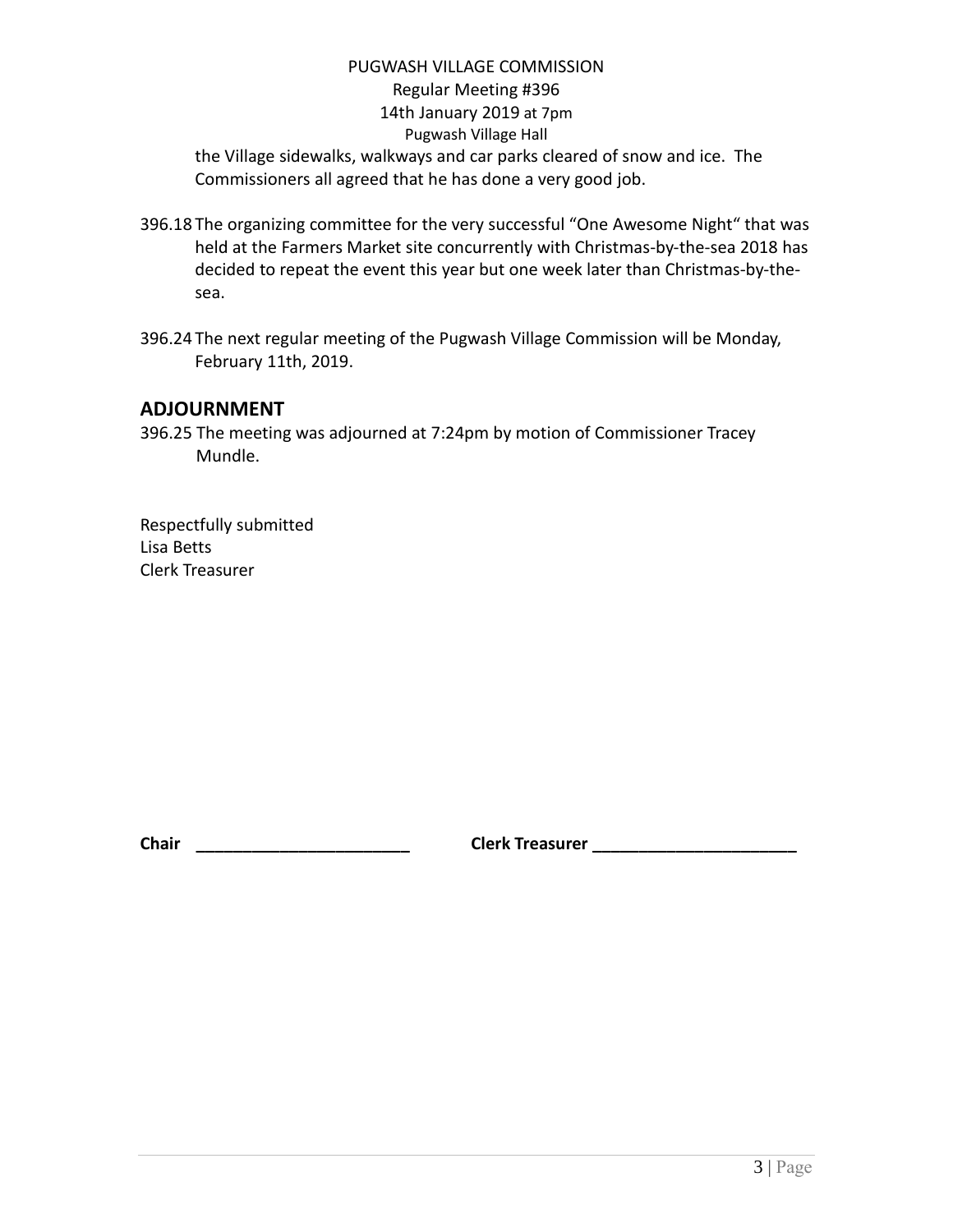the Village sidewalks, walkways and car parks cleared of snow and ice. The Commissioners all agreed that he has done a very good job.

396.18 The organizing committee for the very successful "One Awesome Night" that was held at the Farmers Market site concurrently with Christmas-by-the-sea 2018 has decided to repeat the event this year but one week later than Christmas-by-the-sea.

396.24 The next regular meeting of the Pugwash Village Commission will be Monday, February 11th, 2019.

## ADJOURNMENT

396.25 The meeting was adjourned at 7:24pm by motion of Commissioner Tracey Mundle.

Respectfully submitted
Lisa Betts
Clerk Treasurer

**Chair** ________________________ **Clerk Treasurer** ______________________